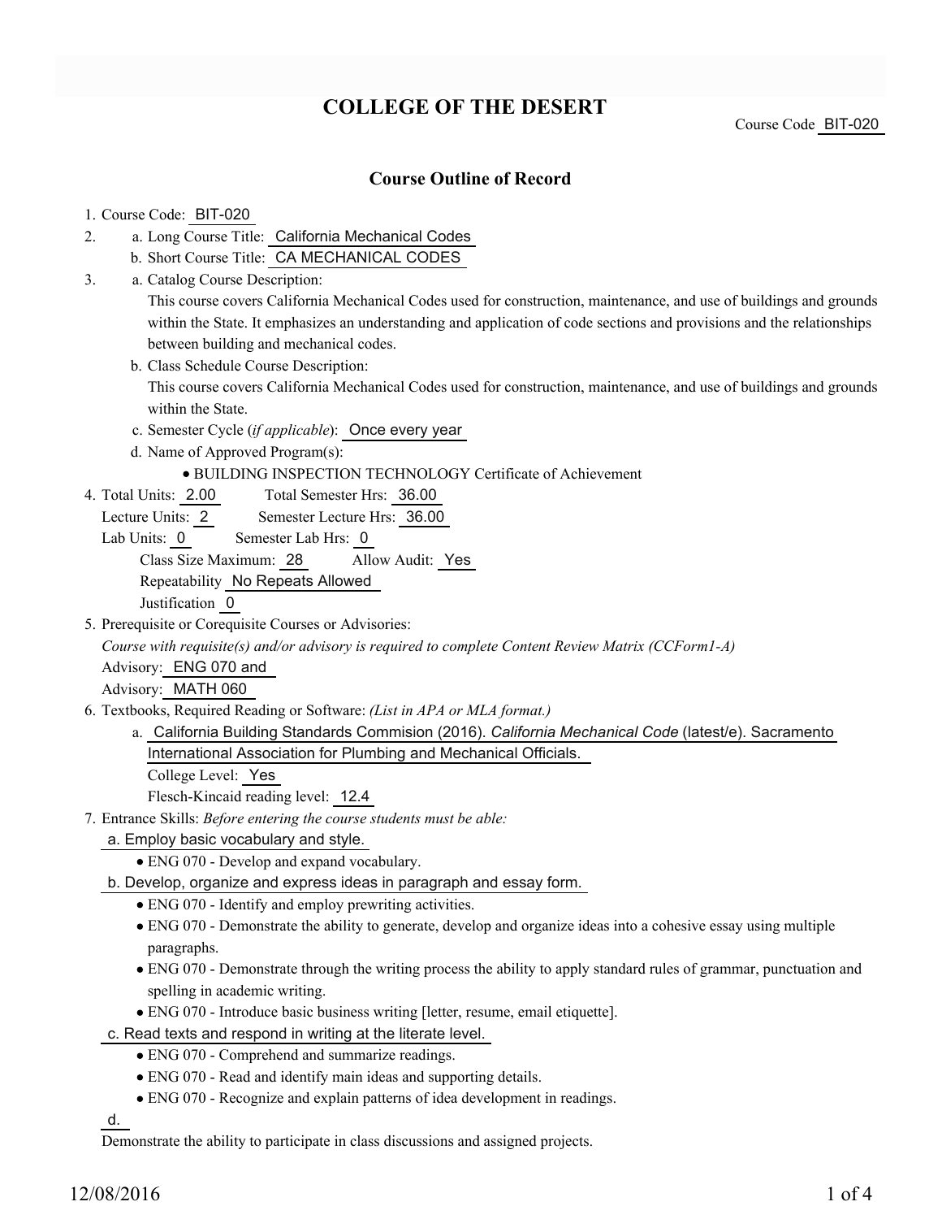# COLLEGE OF THE DESERT

Course Code BIT-020

## Course Outline of Record

1. Course Code: BIT-020
2. a. Long Course Title: California Mechanical Codes
   b. Short Course Title: CA MECHANICAL CODES
3. a. Catalog Course Description:
   This course covers California Mechanical Codes used for construction, maintenance, and use of buildings and grounds within the State. It emphasizes an understanding and application of code sections and provisions and the relationships between building and mechanical codes.
   b. Class Schedule Course Description:
   This course covers California Mechanical Codes used for construction, maintenance, and use of buildings and grounds within the State.
   c. Semester Cycle (*if applicable*): Once every year
   d. Name of Approved Program(s):
      - BUILDING INSPECTION TECHNOLOGY Certificate of Achievement
4. Total Units: 2.00 Total Semester Hrs: 36.00
   Lecture Units: 2 Semester Lecture Hrs: 36.00
   Lab Units: 0 Semester Lab Hrs: 0
   Class Size Maximum: 28 Allow Audit: Yes
   Repeatability No Repeats Allowed
   Justification 0
5. Prerequisite or Corequisite Courses or Advisories:
   *Course with requisite(s) and/or advisory is required to complete Content Review Matrix (CCForm1-A)*
   Advisory: ENG 070 and
   Advisory: MATH 060
6. Textbooks, Required Reading or Software: *(List in APA or MLA format.)*
   a. California Building Standards Commision (2016). *California Mechanical Code* (latest/e). Sacramento International Association for Plumbing and Mechanical Officials.
   College Level: Yes
   Flesch-Kincaid reading level: 12.4
7. Entrance Skills: *Before entering the course students must be able:*
   a. Employ basic vocabulary and style.
      - ENG 070 - Develop and expand vocabulary.
   b. Develop, organize and express ideas in paragraph and essay form.
      - ENG 070 - Identify and employ prewriting activities.
      - ENG 070 - Demonstrate the ability to generate, develop and organize ideas into a cohesive essay using multiple paragraphs.
      - ENG 070 - Demonstrate through the writing process the ability to apply standard rules of grammar, punctuation and spelling in academic writing.
      - ENG 070 - Introduce basic business writing [letter, resume, email etiquette].
   c. Read texts and respond in writing at the literate level.
      - ENG 070 - Comprehend and summarize readings.
      - ENG 070 - Read and identify main ideas and supporting details.
      - ENG 070 - Recognize and explain patterns of idea development in readings.
   d.
   Demonstrate the ability to participate in class discussions and assigned projects.

12/08/2016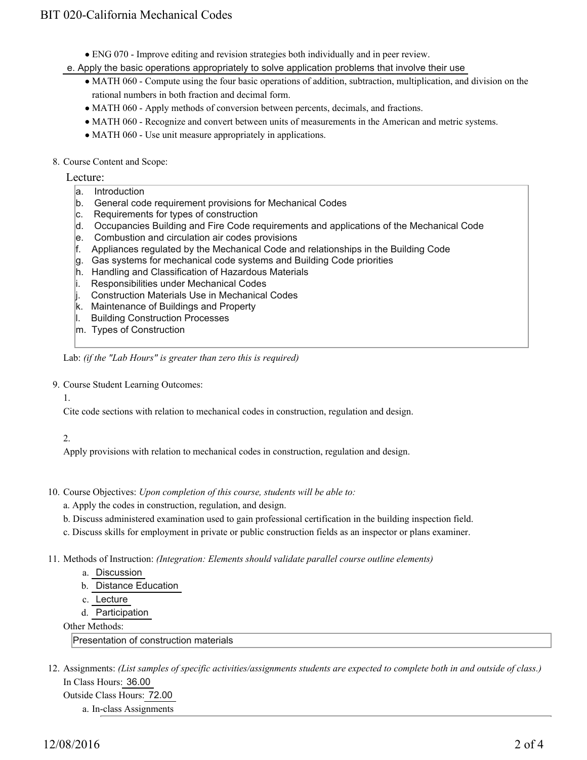- ENG 070 - Improve editing and revision strategies both individually and in peer review.

e. Apply the basic operations appropriately to solve application problems that involve their use

- MATH 060 - Compute using the four basic operations of addition, subtraction, multiplication, and division on the rational numbers in both fraction and decimal form.
- MATH 060 - Apply methods of conversion between percents, decimals, and fractions.
- MATH 060 - Recognize and convert between units of measurements in the American and metric systems.
- MATH 060 - Use unit measure appropriately in applications.

8. Course Content and Scope:

Lecture:

a. Introduction
b. General code requirement provisions for Mechanical Codes
c. Requirements for types of construction
d. Occupancies Building and Fire Code requirements and applications of the Mechanical Code
e. Combustion and circulation air codes provisions
f. Appliances regulated by the Mechanical Code and relationships in the Building Code
g. Gas systems for mechanical code systems and Building Code priorities
h. Handling and Classification of Hazardous Materials
i. Responsibilities under Mechanical Codes
j. Construction Materials Use in Mechanical Codes
k. Maintenance of Buildings and Property
l. Building Construction Processes
m. Types of Construction

Lab: *(if the "Lab Hours" is greater than zero this is required)*

9. Course Student Learning Outcomes:

1.

Cite code sections with relation to mechanical codes in construction, regulation and design.

2.

Apply provisions with relation to mechanical codes in construction, regulation and design.

10. Course Objectives: *Upon completion of this course, students will be able to:*

a. Apply the codes in construction, regulation, and design.
b. Discuss administered examination used to gain professional certification in the building inspection field.
c. Discuss skills for employment in private or public construction fields as an inspector or plans examiner.

11. Methods of Instruction: *(Integration: Elements should validate parallel course outline elements)*

a. Discussion
b. Distance Education
c. Lecture
d. Participation

Other Methods:

Presentation of construction materials

12. Assignments: *(List samples of specific activities/assignments students are expected to complete both in and outside of class.)*

In Class Hours: 36.00

Outside Class Hours: 72.00

a. In-class Assignments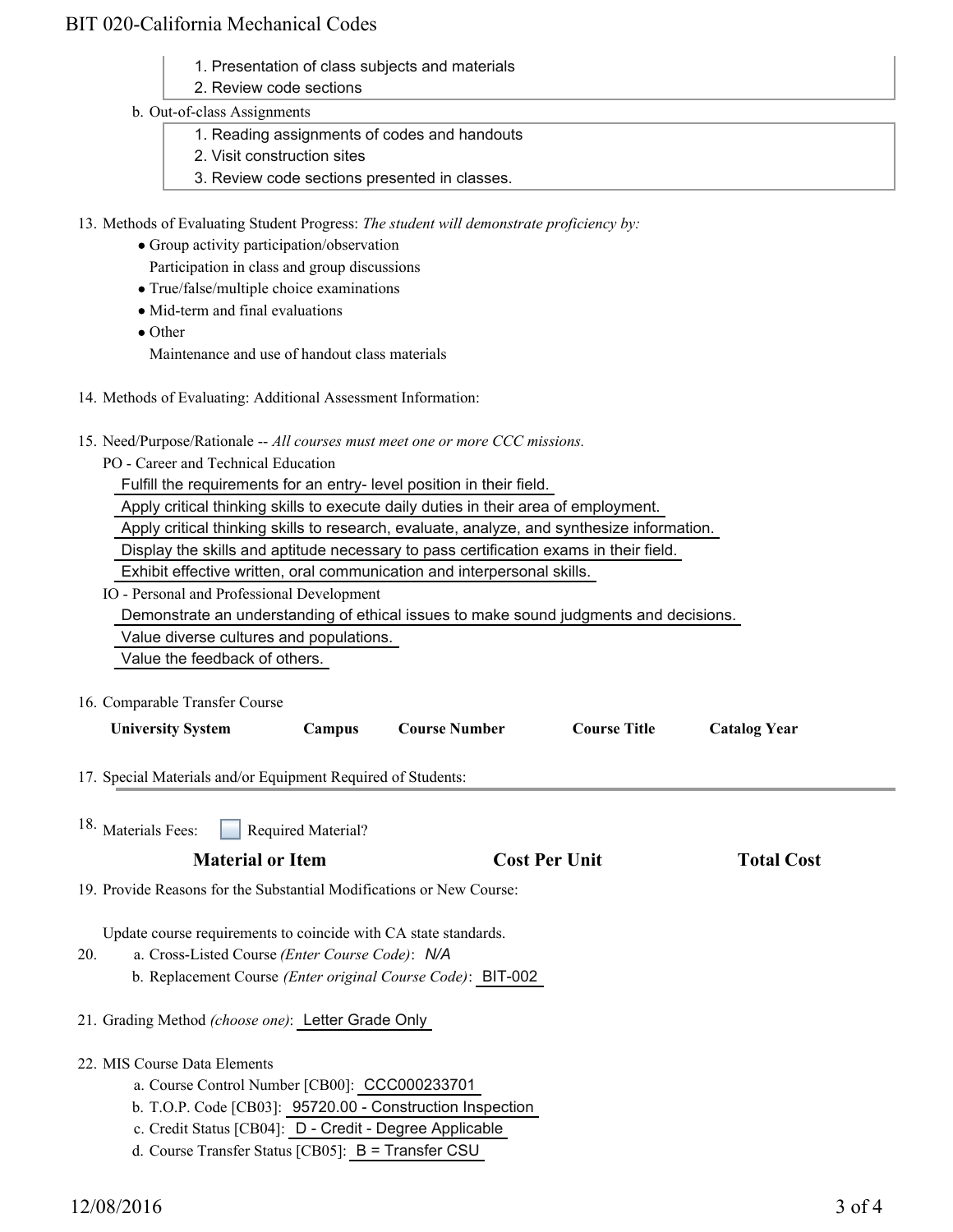1. Presentation of class subjects and materials
2. Review code sections

b. Out-of-class Assignments

1. Reading assignments of codes and handouts
2. Visit construction sites
3. Review code sections presented in classes.

13. Methods of Evaluating Student Progress: *The student will demonstrate proficiency by:*
    - Group activity participation/observation
      Participation in class and group discussions
    - True/false/multiple choice examinations
    - Mid-term and final evaluations
    - Other
      Maintenance and use of handout class materials

14. Methods of Evaluating: Additional Assessment Information:

15. Need/Purpose/Rationale -- *All courses must meet one or more CCC missions.*

    PO - Career and Technical Education

    Fulfill the requirements for an entry- level position in their field.

    Apply critical thinking skills to execute daily duties in their area of employment.

    Apply critical thinking skills to research, evaluate, analyze, and synthesize information.

    Display the skills and aptitude necessary to pass certification exams in their field.

    Exhibit effective written, oral communication and interpersonal skills.

    IO - Personal and Professional Development

    Demonstrate an understanding of ethical issues to make sound judgments and decisions.

    Value diverse cultures and populations.

    Value the feedback of others.

16. Comparable Transfer Course

| University System | Campus | Course Number | Course Title | Catalog Year |
| --- | --- | --- | --- | --- |

17. Special Materials and/or Equipment Required of Students:

18. Materials Fees: ☐ Required Material?

| Material or Item | Cost Per Unit | Total Cost |
| --- | --- | --- |

19. Provide Reasons for the Substantial Modifications or New Course:

    Update course requirements to coincide with CA state standards.

20. a. Cross-Listed Course *(Enter Course Code)*: *N/A*

    b. Replacement Course *(Enter original Course Code)*: BIT-002

21. Grading Method *(choose one)*: Letter Grade Only

22. MIS Course Data Elements
    a. Course Control Number [CB00]: CCC000233701
    b. T.O.P. Code [CB03]: 95720.00 - Construction Inspection
    c. Credit Status [CB04]: D - Credit - Degree Applicable
    d. Course Transfer Status [CB05]: B = Transfer CSU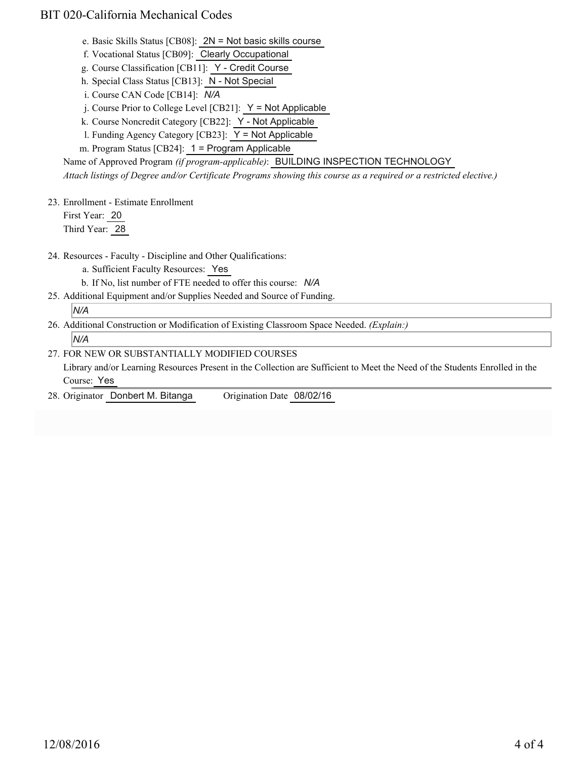e. Basic Skills Status [CB08]: 2N = Not basic skills course
f. Vocational Status [CB09]: Clearly Occupational
g. Course Classification [CB11]: Y - Credit Course
h. Special Class Status [CB13]: N - Not Special
i. Course CAN Code [CB14]: *N/A*
j. Course Prior to College Level [CB21]: Y = Not Applicable
k. Course Noncredit Category [CB22]: Y - Not Applicable
l. Funding Agency Category [CB23]: Y = Not Applicable
m. Program Status [CB24]: 1 = Program Applicable

Name of Approved Program *(if program-applicable)*: BUILDING INSPECTION TECHNOLOGY

*Attach listings of Degree and/or Certificate Programs showing this course as a required or a restricted elective.)*

23. Enrollment - Estimate Enrollment
    First Year: 20
    Third Year: 28

24. Resources - Faculty - Discipline and Other Qualifications:
    a. Sufficient Faculty Resources: Yes
    b. If No, list number of FTE needed to offer this course: *N/A*

25. Additional Equipment and/or Supplies Needed and Source of Funding.
    *N/A*

26. Additional Construction or Modification of Existing Classroom Space Needed. *(Explain:)*
    *N/A*

27. FOR NEW OR SUBSTANTIALLY MODIFIED COURSES
    Library and/or Learning Resources Present in the Collection are Sufficient to Meet the Need of the Students Enrolled in the Course: Yes

28. Originator Donbert M. Bitanga Origination Date 08/02/16